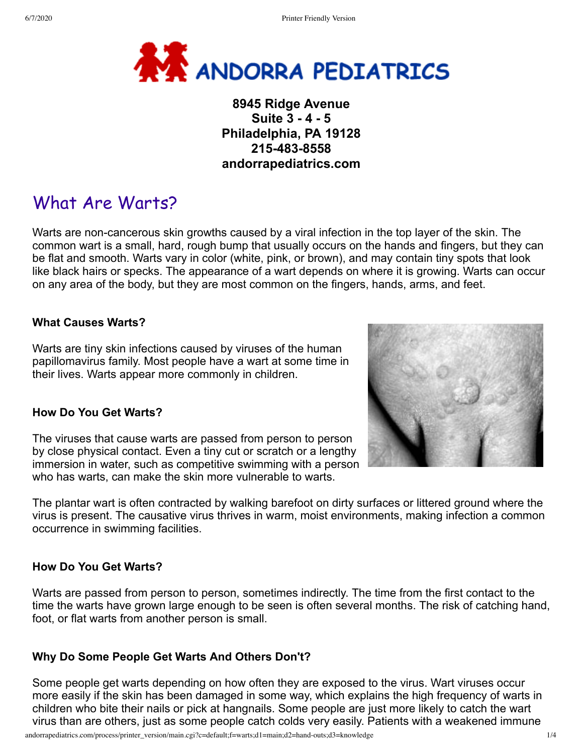# ANDORRA PEDIATRICS

**8945 Ridge Avenue**
**Suite 3 - 4 - 5**
**Philadelphia, PA 19128**
**215-483-8558**
**andorrapediatrics.com**

## What Are Warts?

Warts are non-cancerous skin growths caused by a viral infection in the top layer of the skin. The common wart is a small, hard, rough bump that usually occurs on the hands and fingers, but they can be flat and smooth. Warts vary in color (white, pink, or brown), and may contain tiny spots that look like black hairs or specks. The appearance of a wart depends on where it is growing. Warts can occur on any area of the body, but they are most common on the fingers, hands, arms, and feet.

### What Causes Warts?

Warts are tiny skin infections caused by viruses of the human papillomavirus family. Most people have a wart at some time in their lives. Warts appear more commonly in children.

### How Do You Get Warts?

The viruses that cause warts are passed from person to person by close physical contact. Even a tiny cut or scratch or a lengthy immersion in water, such as competitive swimming with a person who has warts, can make the skin more vulnerable to warts.

The plantar wart is often contracted by walking barefoot on dirty surfaces or littered ground where the virus is present. The causative virus thrives in warm, moist environments, making infection a common occurrence in swimming facilities.

### How Do You Get Warts?

Warts are passed from person to person, sometimes indirectly. The time from the first contact to the time the warts have grown large enough to be seen is often several months. The risk of catching hand, foot, or flat warts from another person is small.

### Why Do Some People Get Warts And Others Don't?

Some people get warts depending on how often they are exposed to the virus. Wart viruses occur more easily if the skin has been damaged in some way, which explains the high frequency of warts in children who bite their nails or pick at hangnails. Some people are just more likely to catch the wart virus than are others, just as some people catch colds very easily. Patients with a weakened immune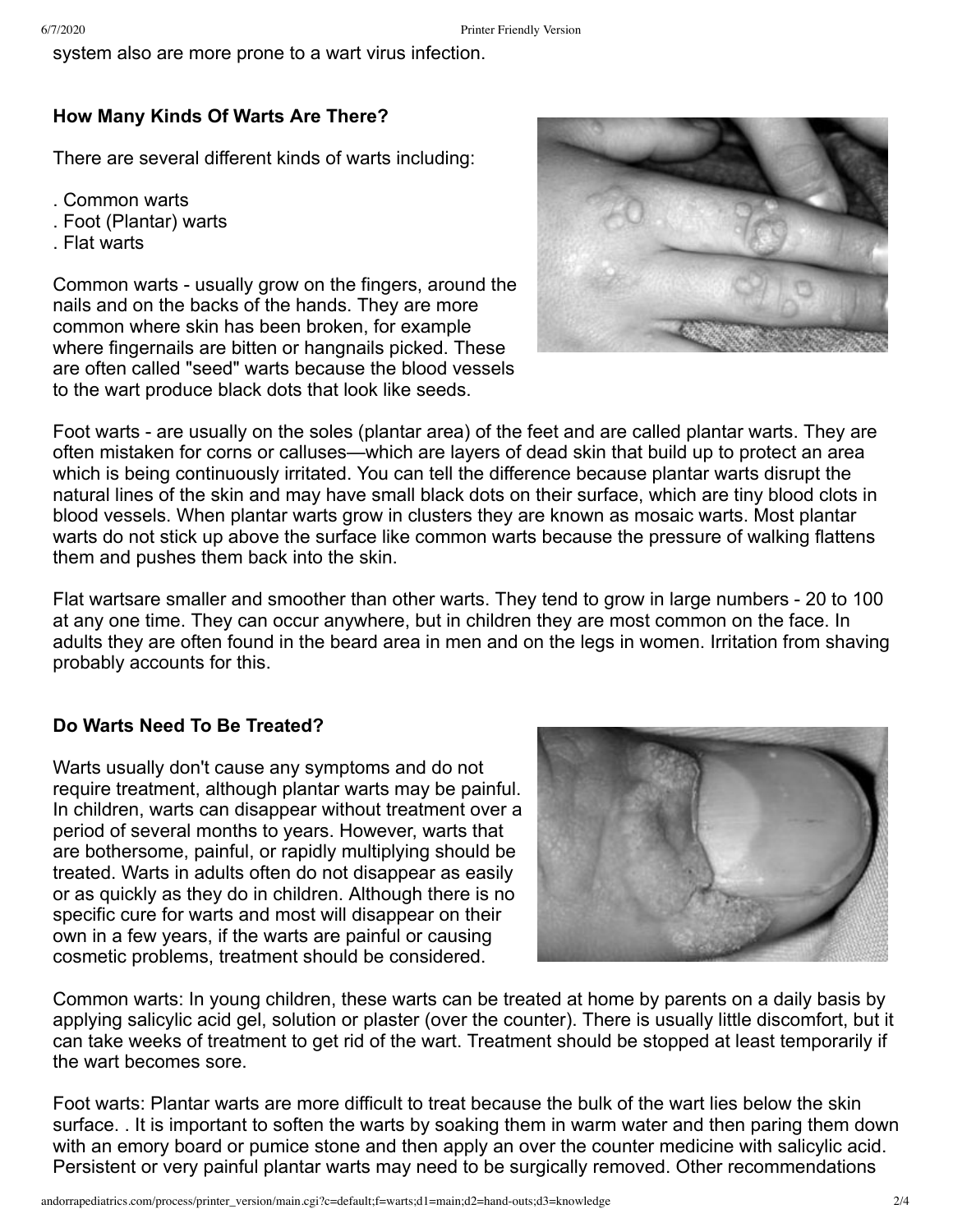system also are more prone to a wart virus infection.

### How Many Kinds Of Warts Are There?

There are several different kinds of warts including:

. Common warts
. Foot (Plantar) warts
. Flat warts

Common warts - usually grow on the fingers, around the nails and on the backs of the hands. They are more common where skin has been broken, for example where fingernails are bitten or hangnails picked. These are often called "seed" warts because the blood vessels to the wart produce black dots that look like seeds.

Foot warts - are usually on the soles (plantar area) of the feet and are called plantar warts. They are often mistaken for corns or calluses—which are layers of dead skin that build up to protect an area which is being continuously irritated. You can tell the difference because plantar warts disrupt the natural lines of the skin and may have small black dots on their surface, which are tiny blood clots in blood vessels. When plantar warts grow in clusters they are known as mosaic warts. Most plantar warts do not stick up above the surface like common warts because the pressure of walking flattens them and pushes them back into the skin.

Flat wartsare smaller and smoother than other warts. They tend to grow in large numbers - 20 to 100 at any one time. They can occur anywhere, but in children they are most common on the face. In adults they are often found in the beard area in men and on the legs in women. Irritation from shaving probably accounts for this.

### Do Warts Need To Be Treated?

Warts usually don't cause any symptoms and do not require treatment, although plantar warts may be painful. In children, warts can disappear without treatment over a period of several months to years. However, warts that are bothersome, painful, or rapidly multiplying should be treated. Warts in adults often do not disappear as easily or as quickly as they do in children. Although there is no specific cure for warts and most will disappear on their own in a few years, if the warts are painful or causing cosmetic problems, treatment should be considered.

Common warts: In young children, these warts can be treated at home by parents on a daily basis by applying salicylic acid gel, solution or plaster (over the counter). There is usually little discomfort, but it can take weeks of treatment to get rid of the wart. Treatment should be stopped at least temporarily if the wart becomes sore.

Foot warts: Plantar warts are more difficult to treat because the bulk of the wart lies below the skin surface. . It is important to soften the warts by soaking them in warm water and then paring them down with an emory board or pumice stone and then apply an over the counter medicine with salicylic acid. Persistent or very painful plantar warts may need to be surgically removed. Other recommendations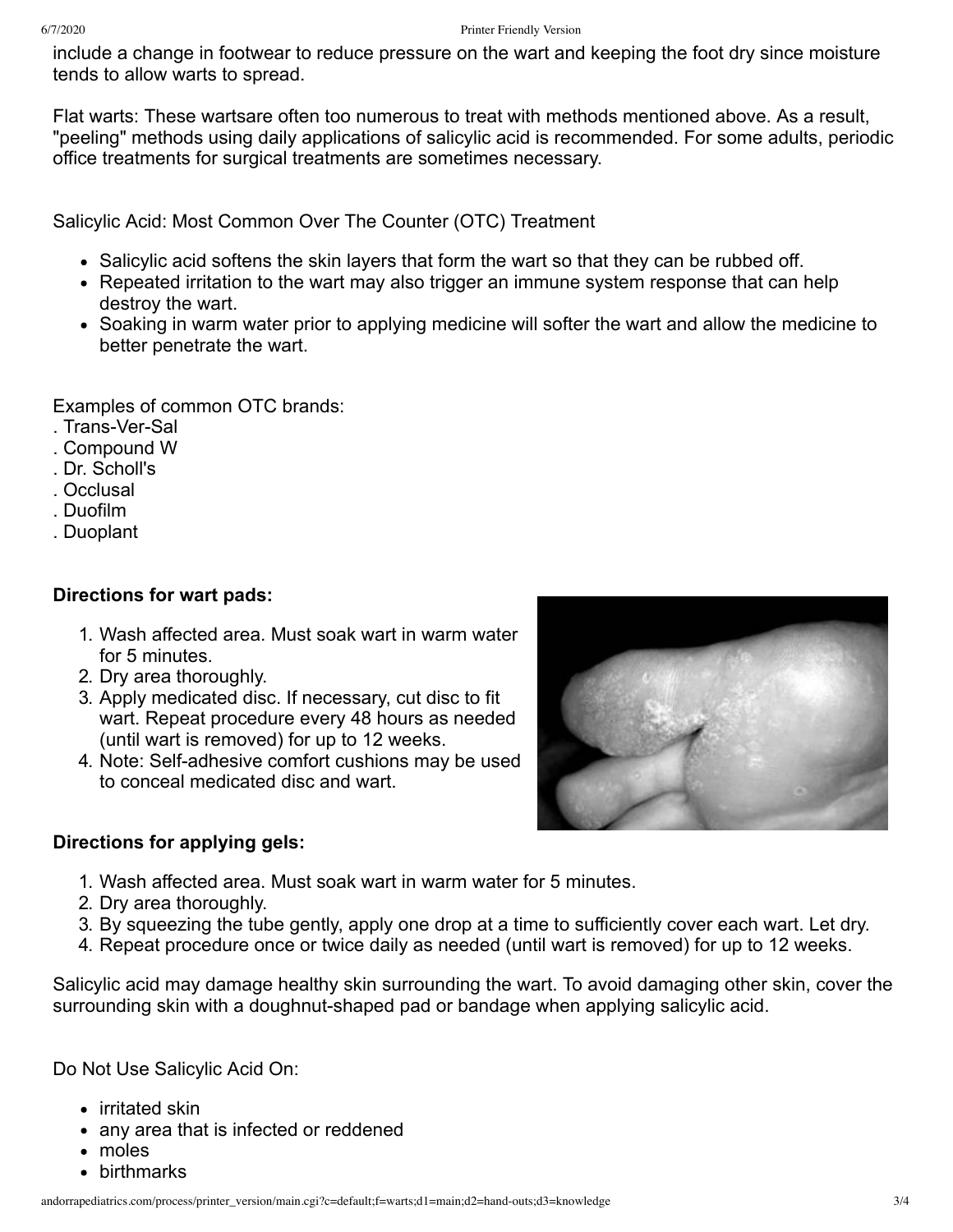include a change in footwear to reduce pressure on the wart and keeping the foot dry since moisture tends to allow warts to spread.

Flat warts: These wartsare often too numerous to treat with methods mentioned above. As a result, "peeling" methods using daily applications of salicylic acid is recommended. For some adults, periodic office treatments for surgical treatments are sometimes necessary.

Salicylic Acid: Most Common Over The Counter (OTC) Treatment

- Salicylic acid softens the skin layers that form the wart so that they can be rubbed off.
- Repeated irritation to the wart may also trigger an immune system response that can help destroy the wart.
- Soaking in warm water prior to applying medicine will softer the wart and allow the medicine to better penetrate the wart.

Examples of common OTC brands:
. Trans-Ver-Sal
. Compound W
. Dr. Scholl's
. Occlusal
. Duofilm
. Duoplant

**Directions for wart pads:**

1. Wash affected area. Must soak wart in warm water for 5 minutes.
2. Dry area thoroughly.
3. Apply medicated disc. If necessary, cut disc to fit wart. Repeat procedure every 48 hours as needed (until wart is removed) for up to 12 weeks.
4. Note: Self-adhesive comfort cushions may be used to conceal medicated disc and wart.

**Directions for applying gels:**

1. Wash affected area. Must soak wart in warm water for 5 minutes.
2. Dry area thoroughly.
3. By squeezing the tube gently, apply one drop at a time to sufficiently cover each wart. Let dry.
4. Repeat procedure once or twice daily as needed (until wart is removed) for up to 12 weeks.

Salicylic acid may damage healthy skin surrounding the wart. To avoid damaging other skin, cover the surrounding skin with a doughnut-shaped pad or bandage when applying salicylic acid.

Do Not Use Salicylic Acid On:

- irritated skin
- any area that is infected or reddened
- moles
- birthmarks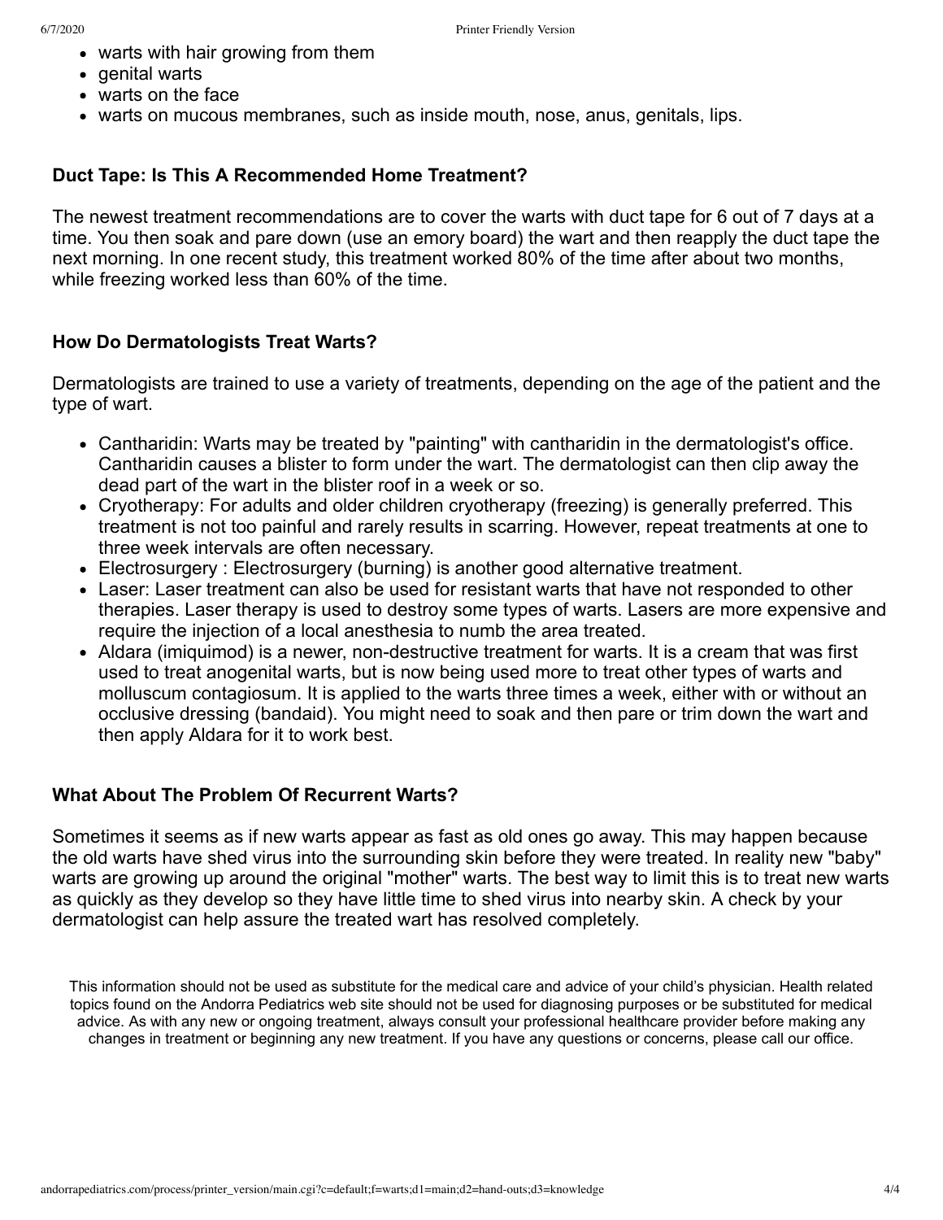- warts with hair growing from them
- genital warts
- warts on the face
- warts on mucous membranes, such as inside mouth, nose, anus, genitals, lips.

### Duct Tape: Is This A Recommended Home Treatment?

The newest treatment recommendations are to cover the warts with duct tape for 6 out of 7 days at a time. You then soak and pare down (use an emory board) the wart and then reapply the duct tape the next morning. In one recent study, this treatment worked 80% of the time after about two months, while freezing worked less than 60% of the time.

### How Do Dermatologists Treat Warts?

Dermatologists are trained to use a variety of treatments, depending on the age of the patient and the type of wart.

- Cantharidin: Warts may be treated by "painting" with cantharidin in the dermatologist's office. Cantharidin causes a blister to form under the wart. The dermatologist can then clip away the dead part of the wart in the blister roof in a week or so.
- Cryotherapy: For adults and older children cryotherapy (freezing) is generally preferred. This treatment is not too painful and rarely results in scarring. However, repeat treatments at one to three week intervals are often necessary.
- Electrosurgery : Electrosurgery (burning) is another good alternative treatment.
- Laser: Laser treatment can also be used for resistant warts that have not responded to other therapies. Laser therapy is used to destroy some types of warts. Lasers are more expensive and require the injection of a local anesthesia to numb the area treated.
- Aldara (imiquimod) is a newer, non-destructive treatment for warts. It is a cream that was first used to treat anogenital warts, but is now being used more to treat other types of warts and molluscum contagiosum. It is applied to the warts three times a week, either with or without an occlusive dressing (bandaid). You might need to soak and then pare or trim down the wart and then apply Aldara for it to work best.

### What About The Problem Of Recurrent Warts?

Sometimes it seems as if new warts appear as fast as old ones go away. This may happen because the old warts have shed virus into the surrounding skin before they were treated. In reality new "baby" warts are growing up around the original "mother" warts. The best way to limit this is to treat new warts as quickly as they develop so they have little time to shed virus into nearby skin. A check by your dermatologist can help assure the treated wart has resolved completely.

This information should not be used as substitute for the medical care and advice of your child's physician. Health related topics found on the Andorra Pediatrics web site should not be used for diagnosing purposes or be substituted for medical advice. As with any new or ongoing treatment, always consult your professional healthcare provider before making any changes in treatment or beginning any new treatment. If you have any questions or concerns, please call our office.